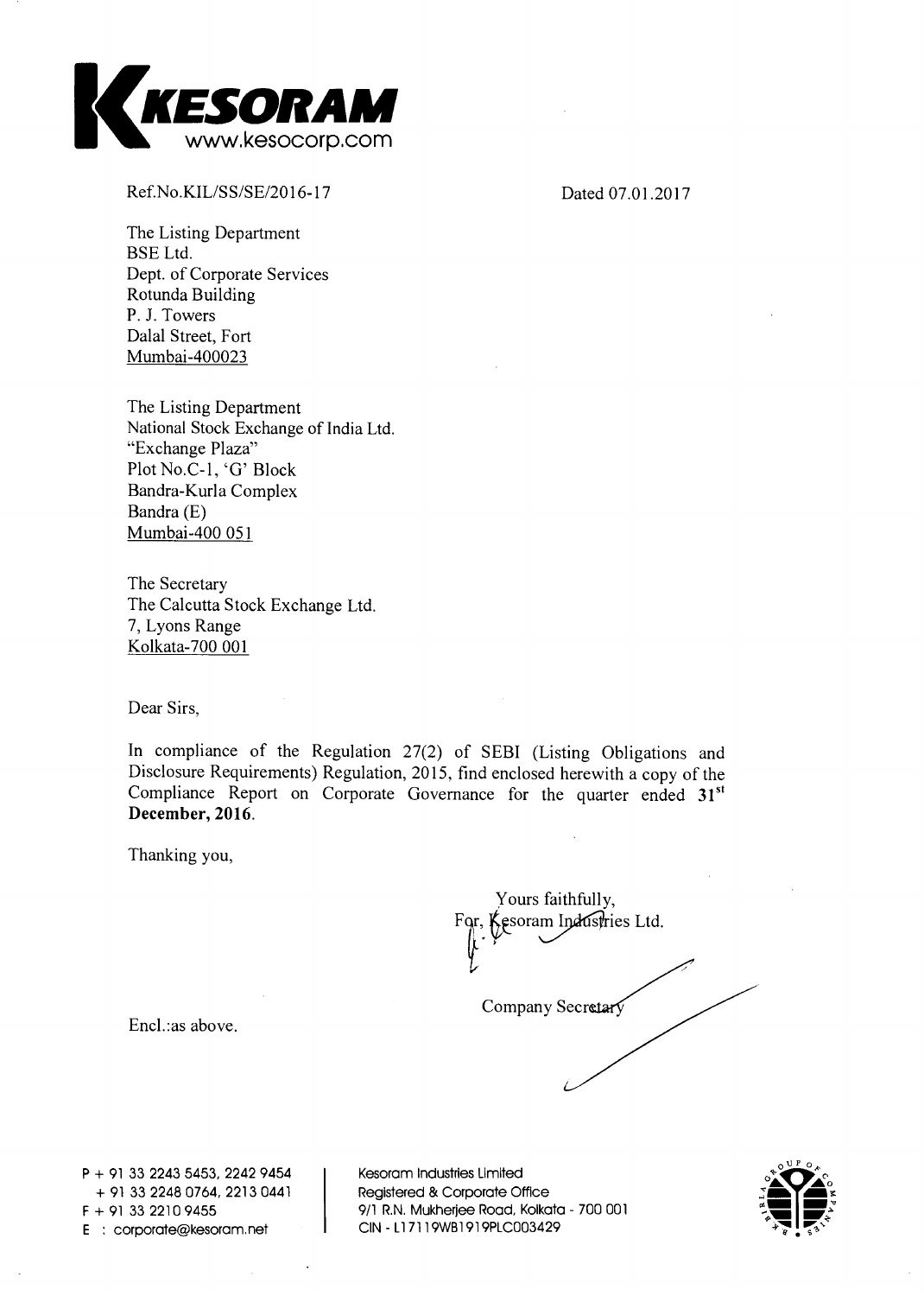KESORAM
www.kesocorp.com

Ref.No.KIL/SS/SE/2016-17

Dated 07.01.2017

The Listing Department
BSE Ltd.
Dept. of Corporate Services
Rotunda Building
P. J. Towers
Dalal Street, Fort
Mumbai-400023

The Listing Department
National Stock Exchange of India Ltd.
"Exchange Plaza"
Plot No.C-1, 'G' Block
Bandra-Kurla Complex
Bandra (E)
Mumbai-400 051

The Secretary
The Calcutta Stock Exchange Ltd.
7, Lyons Range
Kolkata-700 001

Dear Sirs,

In compliance of the Regulation 27(2) of SEBI (Listing Obligations and Disclosure Requirements) Regulation, 2015, find enclosed herewith a copy of the Compliance Report on Corporate Governance for the quarter ended **31st December, 2016**.

Thanking you,

Yours faithfully,
For, Kesoram Industries Ltd.

Company Secretary

Encl.:as above.

P + 91 33 2243 5453, 2242 9454
+ 91 33 2248 0764, 2213 0441
F + 91 33 2210 9455
E : corporate@kesoram.net

Kesoram Industries Limited
Registered & Corporate Office
9/1 R.N. Mukherjee Road, Kolkata - 700 001
CIN - L17119WB1919PLC003429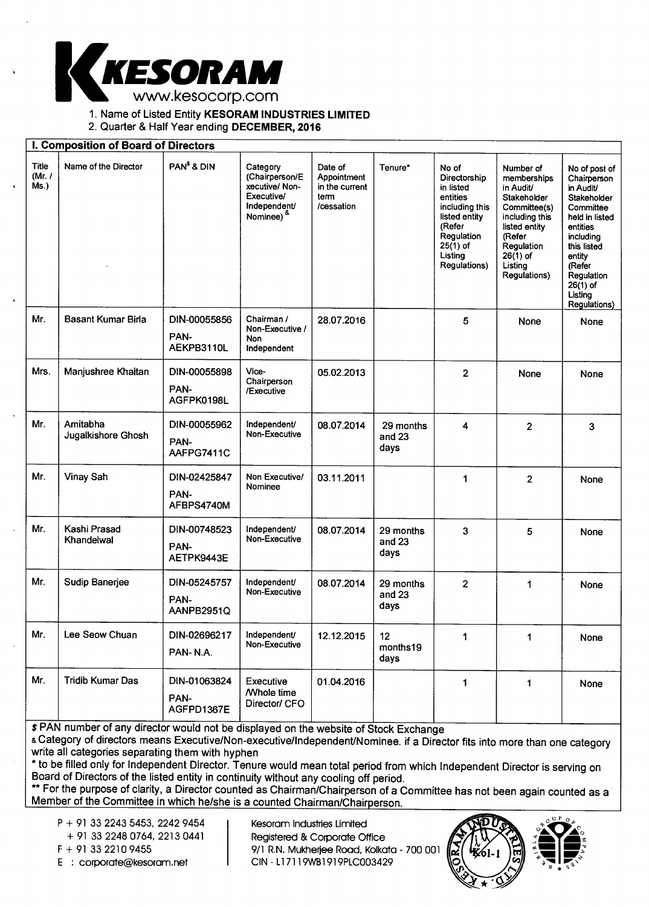# KESORAM

www.kesocorp.com

1. Name of Listed Entity **KESORAM INDUSTRIES LIMITED**
2. Quarter & Half Year ending **DECEMBER, 2016**

## I. Composition of Board of Directors

| Title (Mr. / Ms.) | Name of the Director | PAN[$] & DIN | Category (Chairperson/Executive/ Non-Executive/ Independent/ Nominee) [&] | Date of Appointment in the current term /cessation | Tenure* | No of Directorship in listed entities including this listed entity (Refer Regulation 25(1) of Listing Regulations) | Number of memberships in Audit/ Stakeholder Committee(s) including this listed entity (Refer Regulation 26(1) of Listing Regulations) | No of post of Chairperson in Audit/ Stakeholder Committee held in listed entities including this listed entity (Refer Regulation 26(1) of Listing Regulations) |
|---|---|---|---|---|---|---|---|---|
| Mr. | Basant Kumar Birla | DIN-00055856 PAN-AEKPB3110L | Chairman / Non-Executive / Non Independent | 28.07.2016 | | 5 | None | None |
| Mrs. | Manjushree Khaitan | DIN-00055898 PAN-AGFPK0198L | Vice-Chairperson /Executive | 05.02.2013 | | 2 | None | None |
| Mr. | Amitabha Jugalkishore Ghosh | DIN-00055962 PAN-AAFPG7411C | Independent/ Non-Executive | 08.07.2014 | 29 months and 23 days | 4 | 2 | 3 |
| Mr. | Vinay Sah | DIN-02425847 PAN-AFBPS4740M | Non Executive/ Nominee | 03.11.2011 | | 1 | 2 | None |
| Mr. | Kashi Prasad Khandelwal | DIN-00748523 PAN-AETPK9443E | Independent/ Non-Executive | 08.07.2014 | 29 months and 23 days | 3 | 5 | None |
| Mr. | Sudip Banerjee | DIN-05245757 PAN-AANPB2951Q | Independent/ Non-Executive | 08.07.2014 | 29 months and 23 days | 2 | 1 | None |
| Mr. | Lee Seow Chuan | DIN-02696217 PAN- N.A. | Independent/ Non-Executive | 12.12.2015 | 12 months19 days | 1 | 1 | None |
| Mr. | Tridib Kumar Das | DIN-01063824 PAN-AGFPD1367E | Executive /Whole time Director/ CFO | 01.04.2016 | | 1 | 1 | None |

$ PAN number of any director would not be displayed on the website of Stock Exchange

& Category of directors means Executive/Non-executive/Independent/Nominee. if a Director fits into more than one category write all categories separating them with hyphen

* to be filled only for Independent Director. Tenure would mean total period from which Independent Director is serving on Board of Directors of the listed entity in continuity without any cooling off period.

** For the purpose of clarity, a Director counted as Chairman/Chairperson of a Committee has not been again counted as a Member of the Committee in which he/she is a counted Chairman/Chairperson.

P + 91 33 2243 5453, 2242 9454
+ 91 33 2248 0764, 2213 0441
F + 91 33 2210 9455
E : corporate@kesoram.net

Kesoram Industries Limited
Registered & Corporate Office
9/1 R.N. Mukherjee Road, Kolkata - 700 001
CIN - L17119WB1919PLC003429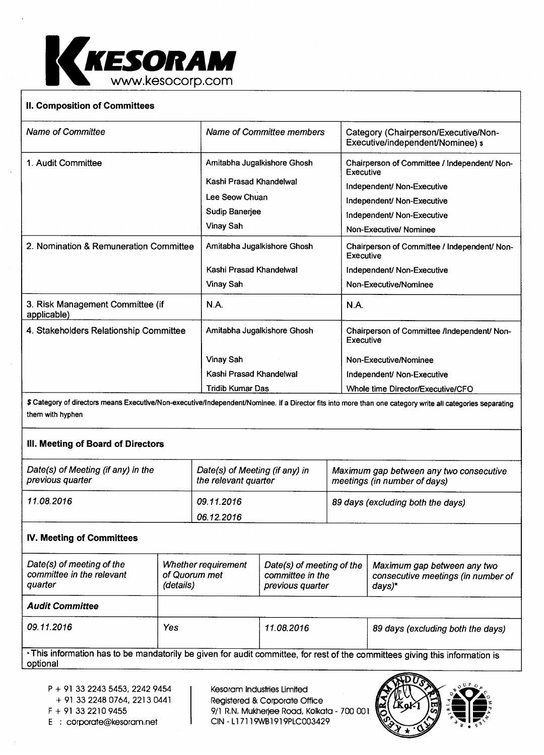## II. Composition of Committees

| *Name of Committee* | *Name of Committee members* | Category (Chairperson/Executive/Non-Executive/independent/Nominee) $ |
|---|---|---|
| 1. Audit Committee | Amitabha Jugalkishore Ghosh | Chairperson of Committee / Independent/ Non-Executive |
| | Kashi Prasad Khandelwal | Independent/ Non-Executive |
| | Lee Seow Chuan | Independent/ Non-Executive |
| | Sudip Banerjee | Independent/ Non-Executive |
| | Vinay Sah | Non-Executive/ Nominee |
| 2. Nomination & Remuneration Committee | Amitabha Jugalkishore Ghosh | Chairperson of Committee / Independent/ Non-Executive |
| | Kashi Prasad Khandelwal | Independent/ Non-Executive |
| | Vinay Sah | Non-Executive/Nominee |
| 3. Risk Management Committee (if applicable) | N.A. | N.A. |
| 4. Stakeholders Relationship Committee | Amitabha Jugalkishore Ghosh | Chairperson of Committee /Independent/ Non-Executive |
| | Vinay Sah | Non-Executive/Nominee |
| | Kashi Prasad Khandelwal | Independent/ Non-Executive |
| | Tridib Kumar Das | Whole time Director/Executive/CFO |

**$ Category of directors means Executive/Non-executive/Independent/Nominee. If a Director fits into more than one category write all categories separating them with hyphen**

## III. Meeting of Board of Directors

| *Date(s) of Meeting (if any) in the previous quarter* | *Date(s) of Meeting (if any) in the relevant quarter* | *Maximum gap between any two consecutive meetings (in number of days)* |
|---|---|---|
| *11.08.2016* | *09.11.2016* | *89 days (excluding both the days)* |
| | *06.12.2016* | |

## IV. Meeting of Committees

| *Date(s) of meeting of the committee in the relevant quarter* | *Whether requirement of Quorum met (details)* | *Date(s) of meeting of the committee in the previous quarter* | *Maximum gap between any two consecutive meetings (in number of days)** |
|---|---|---|---|
| ***Audit Committee*** | | | |
| *09.11.2016* | *Yes* | *11.08.2016* | *89 days (excluding both the days)* |

*This information has to be mandatorily be given for audit committee, for rest of the committees giving this information is optional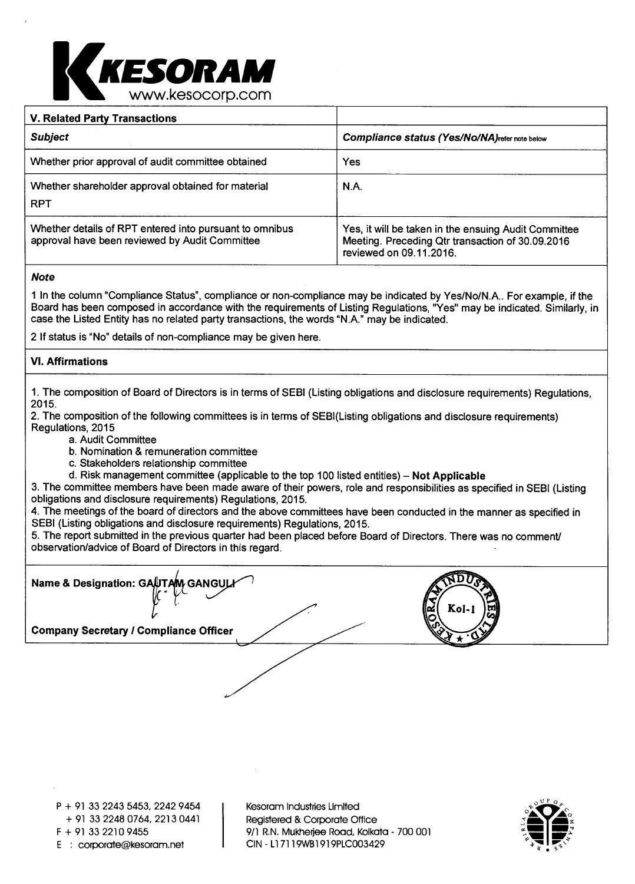KESORAM
www.kesocorp.com

| V. Related Party Transactions | |
|---|---|
| ***Subject*** | ***Compliance status (Yes/No/NA)*** refer note below |
| Whether prior approval of audit committee obtained | Yes |
| Whether shareholder approval obtained for material RPT | N.A. |
| Whether details of RPT entered into pursuant to omnibus approval have been reviewed by Audit Committee | Yes, it will be taken in the ensuing Audit Committee Meeting. Preceding Qtr transaction of 30.09.2016 reviewed on 09.11.2016. |

***Note***

1 In the column "Compliance Status", compliance or non-compliance may be indicated by Yes/No/N.A.. For example, if the Board has been composed in accordance with the requirements of Listing Regulations, "Yes" may be indicated. Similarly, in case the Listed Entity has no related party transactions, the words "N.A." may be indicated.

2 If status is "No" details of non-compliance may be given here.

**VI. Affirmations**

1. The composition of Board of Directors is in terms of SEBI (Listing obligations and disclosure requirements) Regulations, 2015.
2. The composition of the following committees is in terms of SEBI(Listing obligations and disclosure requirements) Regulations, 2015
   a. Audit Committee
   b. Nomination & remuneration committee
   c. Stakeholders relationship committee
   d. Risk management committee (applicable to the top 100 listed entities) – **Not Applicable**
3. The committee members have been made aware of their powers, role and responsibilities as specified in SEBI (Listing obligations and disclosure requirements) Regulations, 2015.
4. The meetings of the board of directors and the above committees have been conducted in the manner as specified in SEBI (Listing obligations and disclosure requirements) Regulations, 2015.
5. The report submitted in the previous quarter had been placed before Board of Directors. There was no comment/ observation/advice of Board of Directors in this regard.

**Name & Designation: GAUTAM GANGULI**

**Company Secretary / Compliance Officer**

Kesoram Industries Ltd. Kol-1

P + 91 33 2243 5453, 2242 9454
+ 91 33 2248 0764, 2213 0441
F + 91 33 2210 9455
E : corporate@kesoram.net

Kesoram Industries Limited
Registered & Corporate Office
9/1 R.N. Mukherjee Road, Kolkata - 700 001
CIN - L17119WB1919PLC003429